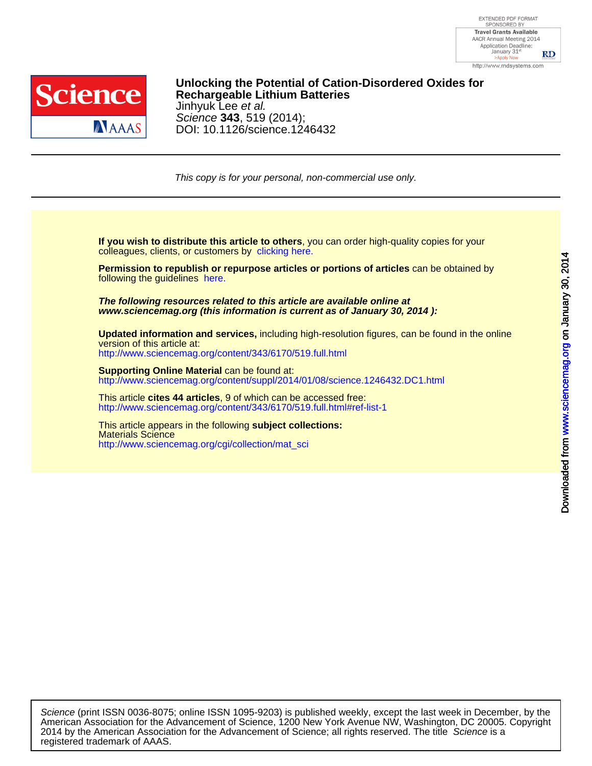# Unlocking the Potential of Cation-Disordered Oxides for Rechargeable Lithium Batteries

Jinhyuk Lee *et al.*

*Science* **343**, 519 (2014);

DOI: 10.1126/science.1246432

*This copy is for your personal, non-commercial use only.*

**If you wish to distribute this article to others**, you can order high-quality copies for your colleagues, clients, or customers by clicking here.

**Permission to republish or repurpose articles or portions of articles** can be obtained by following the guidelines here.

***The following resources related to this article are available online at www.sciencemag.org (this information is current as of January 30, 2014 ):***

**Updated information and services,** including high-resolution figures, can be found in the online version of this article at:
http://www.sciencemag.org/content/343/6170/519.full.html

**Supporting Online Material** can be found at:
http://www.sciencemag.org/content/suppl/2014/01/08/science.1246432.DC1.html

This article **cites 44 articles**, 9 of which can be accessed free:
http://www.sciencemag.org/content/343/6170/519.full.html#ref-list-1

This article appears in the following **subject collections:**
Materials Science
http://www.sciencemag.org/cgi/collection/mat_sci

*Science* (print ISSN 0036-8075; online ISSN 1095-9203) is published weekly, except the last week in December, by the American Association for the Advancement of Science, 1200 New York Avenue NW, Washington, DC 20005. Copyright 2014 by the American Association for the Advancement of Science; all rights reserved. The title *Science* is a registered trademark of AAAS.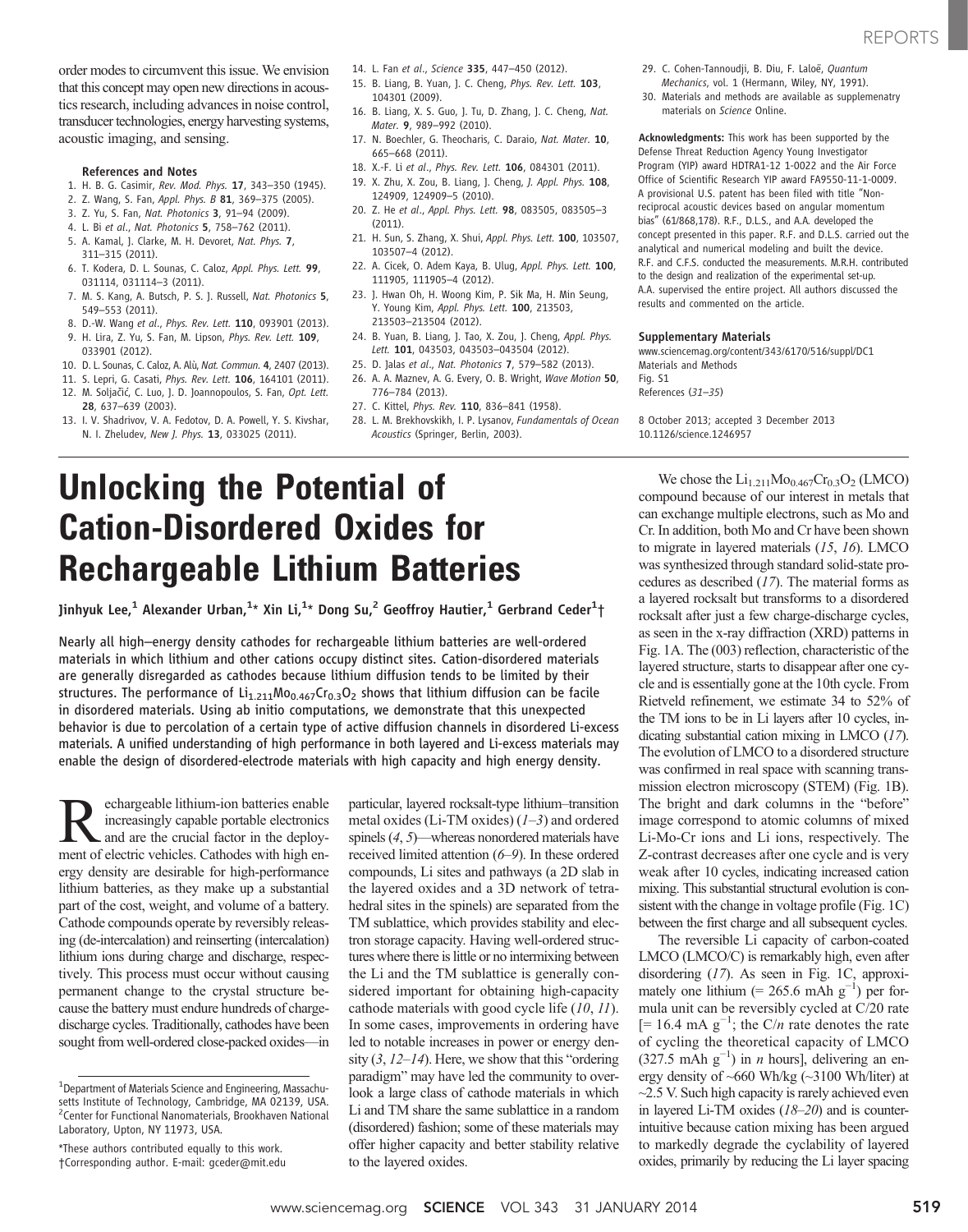order modes to circumvent this issue. We envision that this concept may open new directions in acoustics research, including advances in noise control, transducer technologies, energy harvesting systems, acoustic imaging, and sensing.

### References and Notes

1. H. B. G. Casimir, *Rev. Mod. Phys.* **17**, 343–350 (1945).
2. Z. Wang, S. Fan, *Appl. Phys. B* **81**, 369–375 (2005).
3. Z. Yu, S. Fan, *Nat. Photonics* **3**, 91–94 (2009).
4. L. Bi *et al.*, *Nat. Photonics* **5**, 758–762 (2011).
5. A. Kamal, J. Clarke, M. H. Devoret, *Nat. Phys.* **7**, 311–315 (2011).
6. T. Kodera, D. L. Sounas, C. Caloz, *Appl. Phys. Lett.* **99**, 031114, 031114–3 (2011).
7. M. S. Kang, A. Butsch, P. S. J. Russell, *Nat. Photonics* **5**, 549–553 (2011).
8. D.-W. Wang *et al.*, *Phys. Rev. Lett.* **110**, 093901 (2013).
9. H. Lira, Z. Yu, S. Fan, M. Lipson, *Phys. Rev. Lett.* **109**, 033901 (2012).
10. D. L. Sounas, C. Caloz, A. Alù, *Nat. Commun.* **4**, 2407 (2013).
11. S. Lepri, G. Casati, *Phys. Rev. Lett.* **106**, 164101 (2011).
12. M. Soljačić, C. Luo, J. D. Joannopoulos, S. Fan, *Opt. Lett.* **28**, 637–639 (2003).
13. I. V. Shadrivov, V. A. Fedotov, D. A. Powell, Y. S. Kivshar, N. I. Zheludev, *New J. Phys.* **13**, 033025 (2011).
14. L. Fan *et al.*, *Science* **335**, 447–450 (2012).
15. B. Liang, B. Yuan, J. C. Cheng, *Phys. Rev. Lett.* **103**, 104301 (2009).
16. B. Liang, X. S. Guo, J. Tu, D. Zhang, J. C. Cheng, *Nat. Mater.* **9**, 989–992 (2010).
17. N. Boechler, G. Theocharis, C. Daraio, *Nat. Mater.* **10**, 665–668 (2011).
18. X.-F. Li *et al.*, *Phys. Rev. Lett.* **106**, 084301 (2011).
19. X. Zhu, X. Zou, B. Liang, J. Cheng, *J. Appl. Phys.* **108**, 124909, 124909–5 (2010).
20. Z. He *et al.*, *Appl. Phys. Lett.* **98**, 083505, 083505–3 (2011).
21. H. Sun, S. Zhang, X. Shui, *Appl. Phys. Lett.* **100**, 103507, 103507–4 (2012).
22. A. Cicek, O. Adem Kaya, B. Ulug, *Appl. Phys. Lett.* **100**, 111905, 111905–4 (2012).
23. J. Hwan Oh, H. Woong Kim, P. Sik Ma, H. Min Seung, Y. Young Kim, *Appl. Phys. Lett.* **100**, 213503, 213503–213504 (2012).
24. B. Yuan, B. Liang, J. Tao, X. Zou, J. Cheng, *Appl. Phys. Lett.* **101**, 043503, 043503–043504 (2012).
25. D. Jalas *et al.*, *Nat. Photonics* **7**, 579–582 (2013).
26. A. A. Maznev, A. G. Every, O. B. Wright, *Wave Motion* **50**, 776–784 (2013).
27. C. Kittel, *Phys. Rev.* **110**, 836–841 (1958).
28. L. M. Brekhovskikh, I. P. Lysanov, *Fundamentals of Ocean Acoustics* (Springer, Berlin, 2003).
29. C. Cohen-Tannoudji, B. Diu, F. Laloë, *Quantum Mechanics*, vol. 1 (Hermann, Wiley, NY, 1991).
30. Materials and methods are available as supplemenatry materials on *Science* Online.

**Acknowledgments:** This work has been supported by the Defense Threat Reduction Agency Young Investigator Program (YIP) award HDTRA1-12 1-0022 and the Air Force Office of Scientific Research YIP award FA9550-11-1-0009. A provisional U.S. patent has been filed with title "Non-reciprocal acoustic devices based on angular momentum bias" (61/868,178). R.F., D.L.S., and A.A. developed the concept presented in this paper. R.F. and D.L.S. carried out the analytical and numerical modeling and built the device. R.F. and C.F.S. conducted the measurements. M.R.H. contributed to the design and realization of the experimental set-up. A.A. supervised the entire project. All authors discussed the results and commented on the article.

### Supplementary Materials

www.sciencemag.org/content/343/6170/516/suppl/DC1
Materials and Methods
Fig. S1
References (*31*–*35*)

8 October 2013; accepted 3 December 2013
10.1126/science.1246957

# Unlocking the Potential of Cation-Disordered Oxides for Rechargeable Lithium Batteries

**Jinhyuk Lee,[1] Alexander Urban,[1]\* Xin Li,[1]\* Dong Su,[2] Geoffroy Hautier,[1] Gerbrand Ceder[1]†**

**Nearly all high–energy density cathodes for rechargeable lithium batteries are well-ordered materials in which lithium and other cations occupy distinct sites. Cation-disordered materials are generally disregarded as cathodes because lithium diffusion tends to be limited by their structures. The performance of $Li_{1.211}Mo_{0.467}Cr_{0.3}O_2$ shows that lithium diffusion can be facile in disordered materials. Using ab initio computations, we demonstrate that this unexpected behavior is due to percolation of a certain type of active diffusion channels in disordered Li-excess materials. A unified understanding of high performance in both layered and Li-excess materials may enable the design of disordered-electrode materials with high capacity and high energy density.**

Rechargeable lithium-ion batteries enable increasingly capable portable electronics and are the crucial factor in the deployment of electric vehicles. Cathodes with high energy density are desirable for high-performance lithium batteries, as they make up a substantial part of the cost, weight, and volume of a battery. Cathode compounds operate by reversibly releasing (de-intercalation) and reinserting (intercalation) lithium ions during charge and discharge, respectively. This process must occur without causing permanent change to the crystal structure because the battery must endure hundreds of charge-discharge cycles. Traditionally, cathodes have been sought from well-ordered close-packed oxides—in particular, layered rocksalt-type lithium–transition metal oxides (Li-TM oxides) (*1*–*3*) and ordered spinels (*4*, *5*)—whereas nonordered materials have received limited attention (*6*–*9*). In these ordered compounds, Li sites and pathways (a 2D slab in the layered oxides and a 3D network of tetrahedral sites in the spinels) are separated from the TM sublattice, which provides stability and electron storage capacity. Having well-ordered structures where there is little or no intermixing between the Li and the TM sublattice is generally considered important for obtaining high-capacity cathode materials with good cycle life (*10*, *11*). In some cases, improvements in ordering have led to notable increases in power or energy density (*3*, *12*–*14*). Here, we show that this "ordering paradigm" may have led the community to overlook a large class of cathode materials in which Li and TM share the same sublattice in a random (disordered) fashion; some of these materials may offer higher capacity and better stability relative to the layered oxides.

We chose the $Li_{1.211}Mo_{0.467}Cr_{0.3}O_2$ (LMCO) compound because of our interest in metals that can exchange multiple electrons, such as Mo and Cr. In addition, both Mo and Cr have been shown to migrate in layered materials (*15*, *16*). LMCO was synthesized through standard solid-state procedures as described (*17*). The material forms as a layered rocksalt but transforms to a disordered rocksalt after just a few charge-discharge cycles, as seen in the x-ray diffraction (XRD) patterns in Fig. 1A. The (003) reflection, characteristic of the layered structure, starts to disappear after one cycle and is essentially gone at the 10th cycle. From Rietveld refinement, we estimate 34 to 52% of the TM ions to be in Li layers after 10 cycles, indicating substantial cation mixing in LMCO (*17*). The evolution of LMCO to a disordered structure was confirmed in real space with scanning transmission electron microscopy (STEM) (Fig. 1B). The bright and dark columns in the "before" image correspond to atomic columns of mixed Li-Mo-Cr ions and Li ions, respectively. The Z-contrast decreases after one cycle and is very weak after 10 cycles, indicating increased cation mixing. This substantial structural evolution is consistent with the change in voltage profile (Fig. 1C) between the first charge and all subsequent cycles.

The reversible Li capacity of carbon-coated LMCO (LMCO/C) is remarkably high, even after disordering (*17*). As seen in Fig. 1C, approximately one lithium (= 265.6 mAh $g^{-1}$) per formula unit can be reversibly cycled at C/20 rate [= 16.4 mA $g^{-1}$; the C/*n* rate denotes the rate of cycling the theoretical capacity of LMCO (327.5 mAh $g^{-1}$) in *n* hours], delivering an energy density of ~660 Wh/kg (~3100 Wh/liter) at ~2.5 V. Such high capacity is rarely achieved even in layered Li-TM oxides (*18*–*20*) and is counterintuitive because cation mixing has been argued to markedly degrade the cyclability of layered oxides, primarily by reducing the Li layer spacing

[1]Department of Materials Science and Engineering, Massachusetts Institute of Technology, Cambridge, MA 02139, USA. [2]Center for Functional Nanomaterials, Brookhaven National Laboratory, Upton, NY 11973, USA.

\*These authors contributed equally to this work.
†Corresponding author. E-mail: gceder@mit.edu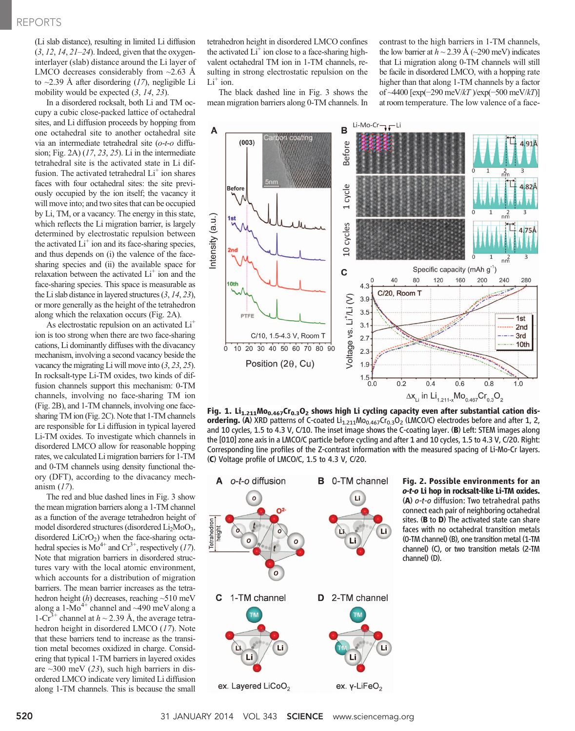(Li slab distance), resulting in limited Li diffusion (3, 12, 14, 21–24). Indeed, given that the oxygen-interlayer (slab) distance around the Li layer of LMCO decreases considerably from ~2.63 Å to ~2.39 Å after disordering (17), negligible Li mobility would be expected (3, 14, 23).

In a disordered rocksalt, both Li and TM occupy a cubic close-packed lattice of octahedral sites, and Li diffusion proceeds by hopping from one octahedral site to another octahedral site via an intermediate tetrahedral site (*o-t-o* diffusion; Fig. 2A) (17, 23, 25). Li in the intermediate tetrahedral site is the activated state in Li diffusion. The activated tetrahedral $Li^+$ ion shares faces with four octahedral sites: the site previously occupied by the vacancy it will move into; and two sites that can be occupied by Li, TM, or a vacancy. The energy in this state, which reflects the Li migration barrier, is largely determined by electrostatic repulsion between the activated $Li^+$ ion and its face-sharing species, and thus depends on (i) the valence of the face-sharing species and (ii) the available space for relaxation between the activated $Li^+$ ion and the face-sharing species. This space is measurable as the Li slab distance in layered structures (3, 14, 23), or more generally as the height of the tetrahedron along which the relaxation occurs (Fig. 2A).

As electrostatic repulsion on an activated $Li^+$ ion is too strong when there are two face-sharing cations, Li dominantly diffuses with the divacancy mechanism, involving a second vacancy beside the vacancy the migrating Li will move into (3, 23, 25). In rocksalt-type Li-TM oxides, two kinds of diffusion channels support this mechanism: 0-TM channels, involving no face-sharing TM ion (Fig. 2B), and 1-TM channels, involving one face-sharing TM ion (Fig. 2C). Note that 1-TM channels are responsible for Li diffusion in typical layered Li-TM oxides. To investigate which channels in disordered LMCO allow for reasonable hopping rates, we calculated Li migration barriers for 1-TM and 0-TM channels using density functional theory (DFT), according to the divacancy mechanism (17).

The red and blue dashed lines in Fig. 3 show the mean migration barriers along a 1-TM channel as a function of the average tetrahedron height of model disordered structures (disordered $Li_2MoO_3$, disordered $LiCrO_2$) when the face-sharing octahedral species is $Mo^{4+}$ and $Cr^{3+}$, respectively (17). Note that migration barriers in disordered structures vary with the local atomic environment, which accounts for a distribution of migration barriers. The mean barrier increases as the tetrahedron height (*h*) decreases, reaching ~510 meV along a 1-$Mo^{4+}$ channel and ~490 meV along a 1-$Cr^{3+}$ channel at $h \sim 2.39$ Å, the average tetrahedron height in disordered LMCO (17). Note that these barriers tend to increase as the transition metal becomes oxidized in charge. Considering that typical 1-TM barriers in layered oxides are ~300 meV (23), such high barriers in disordered LMCO indicate very limited Li diffusion along 1-TM channels. This is because the small tetrahedron height in disordered LMCO confines the activated $Li^+$ ion close to a face-sharing high-valent octahedral TM ion in 1-TM channels, resulting in strong electrostatic repulsion on the $Li^+$ ion.

The black dashed line in Fig. 3 shows the mean migration barriers along 0-TM channels. In contrast to the high barriers in 1-TM channels, the low barrier at $h \sim 2.39$ Å (~290 meV) indicates that Li migration along 0-TM channels will still be facile in disordered LMCO, with a hopping rate higher than that along 1-TM channels by a factor of ~4400 [$\exp(-290\ \text{meV}/kT)/\exp(-500\ \text{meV}/kT)$] at room temperature. The low valence of a face-

**Fig. 1. $Li_{1.211}Mo_{0.467}Cr_{0.3}O_2$ shows high Li cycling capacity even after substantial cation disordering.** (**A**) XRD patterns of C-coated $Li_{1.211}Mo_{0.467}Cr_{0.3}O_2$ (LMCO/C) electrodes before and after 1, 2, and 10 cycles, 1.5 to 4.3 V, C/10. The inset image shows the C-coating layer. (**B**) Left: STEM images along the [010] zone axis in a LMCO/C particle before cycling and after 1 and 10 cycles, 1.5 to 4.3 V, C/20. Right: Corresponding line profiles of the Z-contrast information with the measured spacing of Li-Mo-Cr layers. (**C**) Voltage profile of LMCO/C, 1.5 to 4.3 V, C/20.

**Fig. 2. Possible environments for an *o-t-o* Li hop in rocksalt-like Li-TM oxides.** (**A**) *o-t-o* diffusion: Two tetrahedral paths connect each pair of neighboring octahedral sites. (**B** to **D**) The activated state can share faces with no octahedral transition metals (0-TM channel) (B), one transition metal (1-TM channel) (C), or two transition metals (2-TM channel) (D).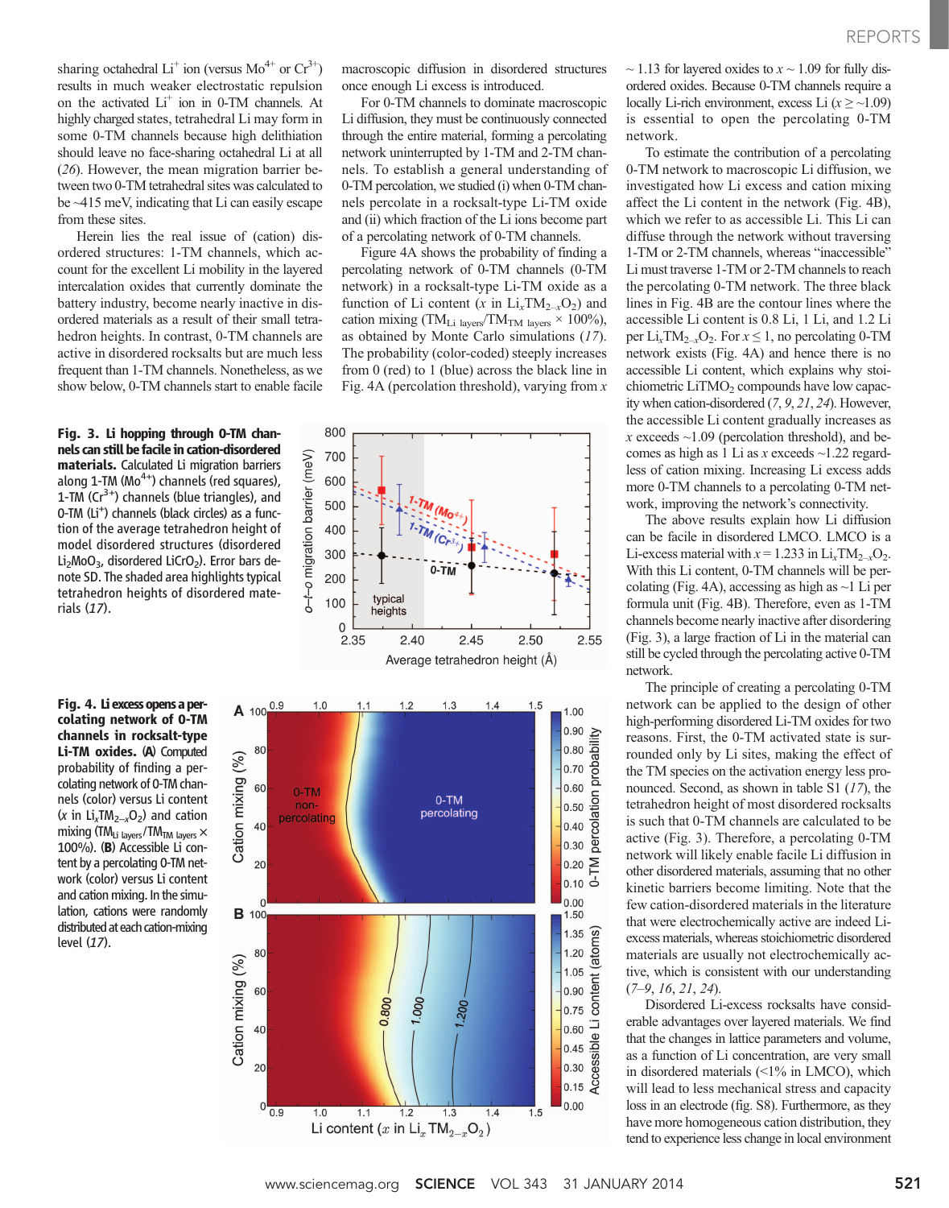sharing octahedral $Li^+$ ion (versus $Mo^{4+}$ or $Cr^{3+}$) results in much weaker electrostatic repulsion on the activated $Li^+$ ion in 0-TM channels. At highly charged states, tetrahedral Li may form in some 0-TM channels because high delithiation should leave no face-sharing octahedral Li at all (*26*). However, the mean migration barrier between two 0-TM tetrahedral sites was calculated to be ~415 meV, indicating that Li can easily escape from these sites.

Herein lies the real issue of (cation) disordered structures: 1-TM channels, which account for the excellent Li mobility in the layered intercalation oxides that currently dominate the battery industry, become nearly inactive in disordered materials as a result of their small tetrahedron heights. In contrast, 0-TM channels are active in disordered rocksalts but are much less frequent than 1-TM channels. Nonetheless, as we show below, 0-TM channels start to enable facile macroscopic diffusion in disordered structures once enough Li excess is introduced.

For 0-TM channels to dominate macroscopic Li diffusion, they must be continuously connected through the entire material, forming a percolating network uninterrupted by 1-TM and 2-TM channels. To establish a general understanding of 0-TM percolation, we studied (i) when 0-TM channels percolate in a rocksalt-type Li-TM oxide and (ii) which fraction of the Li ions become part of a percolating network of 0-TM channels.

Figure 4A shows the probability of finding a percolating network of 0-TM channels (0-TM network) in a rocksalt-type Li-TM oxide as a function of Li content ($x$ in $Li_xTM_{2-x}O_2$) and cation mixing ($TM_{Li\ layers}/TM_{TM\ layers} \times 100\%$), as obtained by Monte Carlo simulations (*17*). The probability (color-coded) steeply increases from 0 (red) to 1 (blue) across the black line in Fig. 4A (percolation threshold), varying from $x$ ~ 1.13 for layered oxides to $x$ ~ 1.09 for fully disordered oxides. Because 0-TM channels require a locally Li-rich environment, excess Li ($x \geq$ ~1.09) is essential to open the percolating 0-TM network.

To estimate the contribution of a percolating 0-TM network to macroscopic Li diffusion, we investigated how Li excess and cation mixing affect the Li content in the network (Fig. 4B), which we refer to as accessible Li. This Li can diffuse through the network without traversing 1-TM or 2-TM channels, whereas "inaccessible" Li must traverse 1-TM or 2-TM channels to reach the percolating 0-TM network. The three black lines in Fig. 4B are the contour lines where the accessible Li content is 0.8 Li, 1 Li, and 1.2 Li per $Li_xTM_{2-x}O_2$. For $x \leq 1$, no percolating 0-TM network exists (Fig. 4A) and hence there is no accessible Li content, which explains why stoichiometric $LiTMO_2$ compounds have low capacity when cation-disordered (*7*, *9*, *21*, *24*). However, the accessible Li content gradually increases as $x$ exceeds ~1.09 (percolation threshold), and becomes as high as 1 Li as $x$ exceeds ~1.22 regardless of cation mixing. Increasing Li excess adds more 0-TM channels to a percolating 0-TM network, improving the network's connectivity.

The above results explain how Li diffusion can be facile in disordered LMCO. LMCO is a Li-excess material with $x = 1.233$ in $Li_xTM_{2-x}O_2$. With this Li content, 0-TM channels will be percolating (Fig. 4A), accessing as high as ~1 Li per formula unit (Fig. 4B). Therefore, even as 1-TM channels become nearly inactive after disordering (Fig. 3), a large fraction of Li in the material can still be cycled through the percolating active 0-TM network.

The principle of creating a percolating 0-TM network can be applied to the design of other high-performing disordered Li-TM oxides for two reasons. First, the 0-TM activated state is surrounded only by Li sites, making the effect of the TM species on the activation energy less pronounced. Second, as shown in table S1 (*17*), the tetrahedron height of most disordered rocksalts is such that 0-TM channels are calculated to be active (Fig. 3). Therefore, a percolating 0-TM network will likely enable facile Li diffusion in other disordered materials, assuming that no other kinetic barriers become limiting. Note that the few cation-disordered materials in the literature that were electrochemically active are indeed Li-excess materials, whereas stoichiometric disordered materials are usually not electrochemically active, which is consistent with our understanding (*7*–*9*, *16*, *21*, *24*).

Disordered Li-excess rocksalts have considerable advantages over layered materials. We find that the changes in lattice parameters and volume, as a function of Li concentration, are very small in disordered materials (<1% in LMCO), which will lead to less mechanical stress and capacity loss in an electrode (fig. S8). Furthermore, as they have more homogeneous cation distribution, they tend to experience less change in local environment

**Fig. 3. Li hopping through 0-TM channels can still be facile in cation-disordered materials.** Calculated Li migration barriers along 1-TM ($Mo^{4+}$) channels (red squares), 1-TM ($Cr^{3+}$) channels (blue triangles), and 0-TM ($Li^+$) channels (black circles) as a function of the average tetrahedron height of model disordered structures (disordered $Li_2MoO_3$, disordered $LiCrO_2$). Error bars denote SD. The shaded area highlights typical tetrahedron heights of disordered materials (*17*).

**Fig. 4. Li excess opens a percolating network of 0-TM channels in rocksalt-type Li-TM oxides.** (**A**) Computed probability of finding a percolating network of 0-TM channels (color) versus Li content ($x$ in $Li_xTM_{2-x}O_2$) and cation mixing ($TM_{Li\ layers}/TM_{TM\ layers} \times 100\%$). (**B**) Accessible Li content by a percolating 0-TM network (color) versus Li content and cation mixing. In the simulation, cations were randomly distributed at each cation-mixing level (*17*).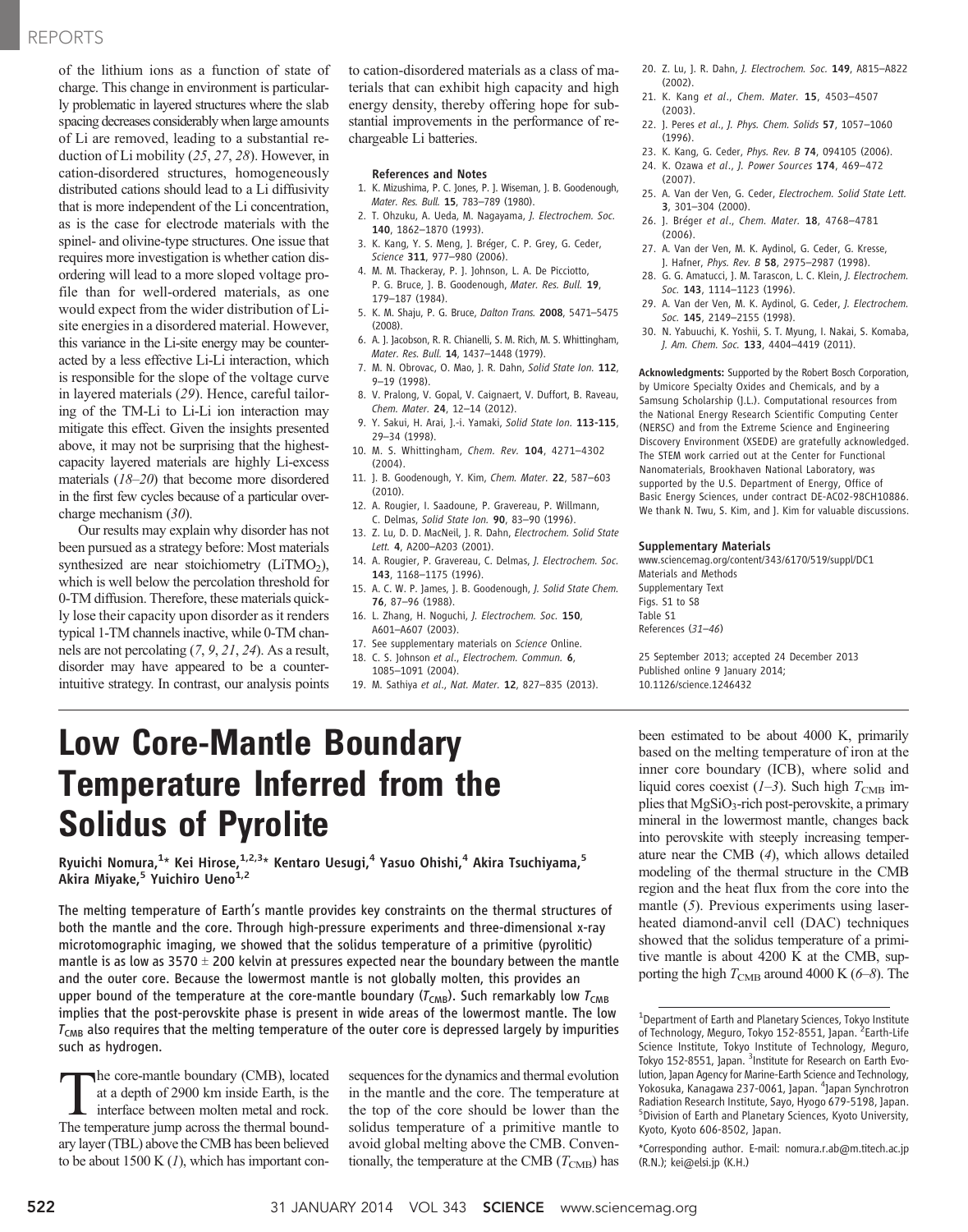of the lithium ions as a function of state of charge. This change in environment is particularly problematic in layered structures where the slab spacing decreases considerably when large amounts of Li are removed, leading to a substantial reduction of Li mobility (*25*, *27*, *28*). However, in cation-disordered structures, homogeneously distributed cations should lead to a Li diffusivity that is more independent of the Li concentration, as is the case for electrode materials with the spinel- and olivine-type structures. One issue that requires more investigation is whether cation disordering will lead to a more sloped voltage profile than for well-ordered materials, as one would expect from the wider distribution of Li-site energies in a disordered material. However, this variance in the Li-site energy may be counteracted by a less effective Li-Li interaction, which is responsible for the slope of the voltage curve in layered materials (*29*). Hence, careful tailoring of the TM-Li to Li-Li ion interaction may mitigate this effect. Given the insights presented above, it may not be surprising that the highest-capacity layered materials are highly Li-excess materials (*18*–*20*) that become more disordered in the first few cycles because of a particular overcharge mechanism (*30*).

Our results may explain why disorder has not been pursued as a strategy before: Most materials synthesized are near stoichiometry ($LiTMO_2$), which is well below the percolation threshold for 0-TM diffusion. Therefore, these materials quickly lose their capacity upon disorder as it renders typical 1-TM channels inactive, while 0-TM channels are not percolating (*7*, *9*, *21*, *24*). As a result, disorder may have appeared to be a counterintuitive strategy. In contrast, our analysis points to cation-disordered materials as a class of materials that can exhibit high capacity and high energy density, thereby offering hope for substantial improvements in the performance of rechargeable Li batteries.

**References and Notes**

1. K. Mizushima, P. C. Jones, P. J. Wiseman, J. B. Goodenough, *Mater. Res. Bull.* **15**, 783–789 (1980).
2. T. Ohzuku, A. Ueda, M. Nagayama, *J. Electrochem. Soc.* **140**, 1862–1870 (1993).
3. K. Kang, Y. S. Meng, J. Bréger, C. P. Grey, G. Ceder, *Science* **311**, 977–980 (2006).
4. M. M. Thackeray, P. J. Johnson, L. A. De Picciotto, P. G. Bruce, J. B. Goodenough, *Mater. Res. Bull.* **19**, 179–187 (1984).
5. K. M. Shaju, P. G. Bruce, *Dalton Trans.* **2008**, 5471–5475 (2008).
6. A. J. Jacobson, R. R. Chianelli, S. M. Rich, M. S. Whittingham, *Mater. Res. Bull.* **14**, 1437–1448 (1979).
7. M. N. Obrovac, O. Mao, J. R. Dahn, *Solid State Ion.* **112**, 9–19 (1998).
8. V. Pralong, V. Gopal, V. Caignaert, V. Duffort, B. Raveau, *Chem. Mater.* **24**, 12–14 (2012).
9. Y. Sakui, H. Arai, J.-i. Yamaki, *Solid State Ion.* **113-115**, 29–34 (1998).
10. M. S. Whittingham, *Chem. Rev.* **104**, 4271–4302 (2004).
11. J. B. Goodenough, Y. Kim, *Chem. Mater.* **22**, 587–603 (2010).
12. A. Rougier, I. Saadoune, P. Gravereau, P. Willmann, C. Delmas, *Solid State Ion.* **90**, 83–90 (1996).
13. Z. Lu, D. D. MacNeil, J. R. Dahn, *Electrochem. Solid State Lett.* **4**, A200–A203 (2001).
14. A. Rougier, P. Gravereau, C. Delmas, *J. Electrochem. Soc.* **143**, 1168–1175 (1996).
15. A. C. W. P. James, J. B. Goodenough, *J. Solid State Chem.* **76**, 87–96 (1988).
16. L. Zhang, H. Noguchi, *J. Electrochem. Soc.* **150**, A601–A607 (2003).
17. See supplementary materials on *Science* Online.
18. C. S. Johnson *et al.*, *Electrochem. Commun.* **6**, 1085–1091 (2004).
19. M. Sathiya *et al.*, *Nat. Mater.* **12**, 827–835 (2013).
20. Z. Lu, J. R. Dahn, *J. Electrochem. Soc.* **149**, A815–A822 (2002).
21. K. Kang *et al.*, *Chem. Mater.* **15**, 4503–4507 (2003).
22. J. Peres *et al.*, *J. Phys. Chem. Solids* **57**, 1057–1060 (1996).
23. K. Kang, G. Ceder, *Phys. Rev. B* **74**, 094105 (2006).
24. K. Ozawa *et al.*, *J. Power Sources* **174**, 469–472 (2007).
25. A. Van der Ven, G. Ceder, *Electrochem. Solid State Lett.* **3**, 301–304 (2000).
26. J. Bréger *et al.*, *Chem. Mater.* **18**, 4768–4781 (2006).
27. A. Van der Ven, M. K. Aydinol, G. Ceder, G. Kresse, J. Hafner, *Phys. Rev. B* **58**, 2975–2987 (1998).
28. G. G. Amatucci, J. M. Tarascon, L. C. Klein, *J. Electrochem. Soc.* **143**, 1114–1123 (1996).
29. A. Van der Ven, M. K. Aydinol, G. Ceder, *J. Electrochem. Soc.* **145**, 2149–2155 (1998).
30. N. Yabuuchi, K. Yoshii, S. T. Myung, I. Nakai, S. Komaba, *J. Am. Chem. Soc.* **133**, 4404–4419 (2011).

**Acknowledgments:** Supported by the Robert Bosch Corporation, by Umicore Specialty Oxides and Chemicals, and by a Samsung Scholarship (J.L.). Computational resources from the National Energy Research Scientific Computing Center (NERSC) and from the Extreme Science and Engineering Discovery Environment (XSEDE) are gratefully acknowledged. The STEM work carried out at the Center for Functional Nanomaterials, Brookhaven National Laboratory, was supported by the U.S. Department of Energy, Office of Basic Energy Sciences, under contract DE-AC02-98CH10886. We thank N. Twu, S. Kim, and J. Kim for valuable discussions.

**Supplementary Materials**

www.sciencemag.org/content/343/6170/519/suppl/DC1
Materials and Methods
Supplementary Text
Figs. S1 to S8
Table S1
References (*31*–*46*)

25 September 2013; accepted 24 December 2013
Published online 9 January 2014;
10.1126/science.1246432

# Low Core-Mantle Boundary Temperature Inferred from the Solidus of Pyrolite

**Ryuichi Nomura,[1]\* Kei Hirose,[1,2,3]\* Kentaro Uesugi,[4] Yasuo Ohishi,[4] Akira Tsuchiyama,[5] Akira Miyake,[5] Yuichiro Ueno[1,2]**

**The melting temperature of Earth's mantle provides key constraints on the thermal structures of both the mantle and the core. Through high-pressure experiments and three-dimensional x-ray microtomographic imaging, we showed that the solidus temperature of a primitive (pyrolitic) mantle is as low as 3570 ± 200 kelvin at pressures expected near the boundary between the mantle and the outer core. Because the lowermost mantle is not globally molten, this provides an upper bound of the temperature at the core-mantle boundary ($T_{CMB}$). Such remarkably low $T_{CMB}$ implies that the post-perovskite phase is present in wide areas of the lowermost mantle. The low $T_{CMB}$ also requires that the melting temperature of the outer core is depressed largely by impurities such as hydrogen.**

The core-mantle boundary (CMB), located at a depth of 2900 km inside Earth, is the interface between molten metal and rock. The temperature jump across the thermal boundary layer (TBL) above the CMB has been believed to be about 1500 K (*1*), which has important consequences for the dynamics and thermal evolution in the mantle and the core. The temperature at the top of the core should be lower than the solidus temperature of a primitive mantle to avoid global melting above the CMB. Conventionally, the temperature at the CMB ($T_{CMB}$) has been estimated to be about 4000 K, primarily based on the melting temperature of iron at the inner core boundary (ICB), where solid and liquid cores coexist (*1*–*3*). Such high $T_{CMB}$ implies that $MgSiO_3$-rich post-perovskite, a primary mineral in the lowermost mantle, changes back into perovskite with steeply increasing temperature near the CMB (*4*), which allows detailed modeling of the thermal structure in the CMB region and the heat flux from the core into the mantle (*5*). Previous experiments using laser-heated diamond-anvil cell (DAC) techniques showed that the solidus temperature of a primitive mantle is about 4200 K at the CMB, supporting the high $T_{CMB}$ around 4000 K (*6*–*8*). The

[1]Department of Earth and Planetary Sciences, Tokyo Institute of Technology, Meguro, Tokyo 152-8551, Japan. [2]Earth-Life Science Institute, Tokyo Institute of Technology, Meguro, Tokyo 152-8551, Japan. [3]Institute for Research on Earth Evolution, Japan Agency for Marine-Earth Science and Technology, Yokosuka, Kanagawa 237-0061, Japan. [4]Japan Synchrotron Radiation Research Institute, Sayo, Hyogo 679-5198, Japan. [5]Division of Earth and Planetary Sciences, Kyoto University, Kyoto, Kyoto 606-8502, Japan.

\*Corresponding author. E-mail: nomura.r.ab@m.titech.ac.jp (R.N.); kei@elsi.jp (K.H.)